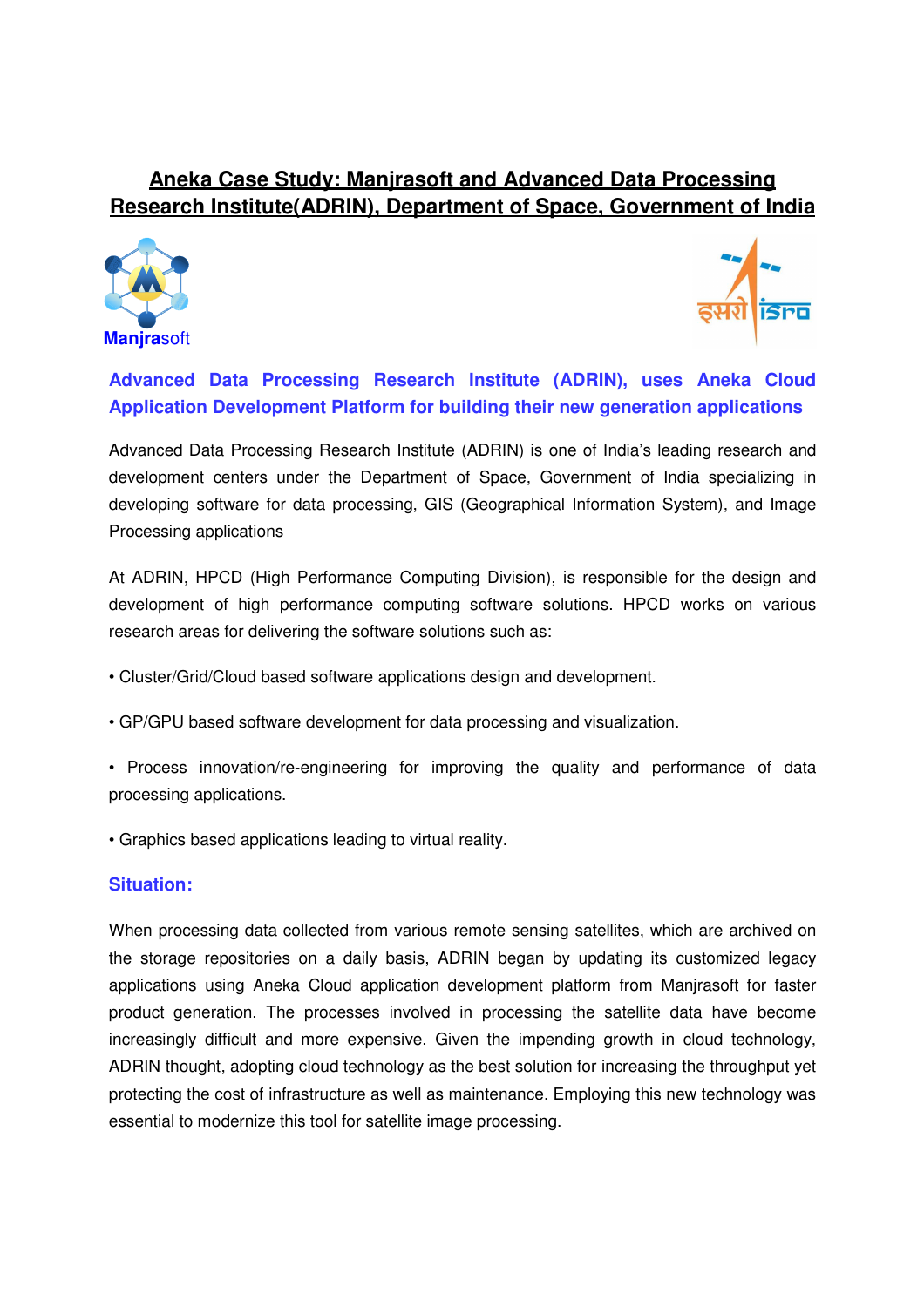# Aneka Case Study: Manjrasoft and Advanced Data Processing Research Institute(ADRIN), Department of Space, Government of India

## Advanced Data Processing Research Institute (ADRIN), uses Aneka Cloud Application Development Platform for building their new generation applications

Advanced Data Processing Research Institute (ADRIN) is one of India's leading research and development centers under the Department of Space, Government of India specializing in developing software for data processing, GIS (Geographical Information System), and Image Processing applications

At ADRIN, HPCD (High Performance Computing Division), is responsible for the design and development of high performance computing software solutions. HPCD works on various research areas for delivering the software solutions such as:

- Cluster/Grid/Cloud based software applications design and development.
- GP/GPU based software development for data processing and visualization.
- Process innovation/re-engineering for improving the quality and performance of data processing applications.
- Graphics based applications leading to virtual reality.

### Situation:

When processing data collected from various remote sensing satellites, which are archived on the storage repositories on a daily basis, ADRIN began by updating its customized legacy applications using Aneka Cloud application development platform from Manjrasoft for faster product generation. The processes involved in processing the satellite data have become increasingly difficult and more expensive. Given the impending growth in cloud technology, ADRIN thought, adopting cloud technology as the best solution for increasing the throughput yet protecting the cost of infrastructure as well as maintenance. Employing this new technology was essential to modernize this tool for satellite image processing.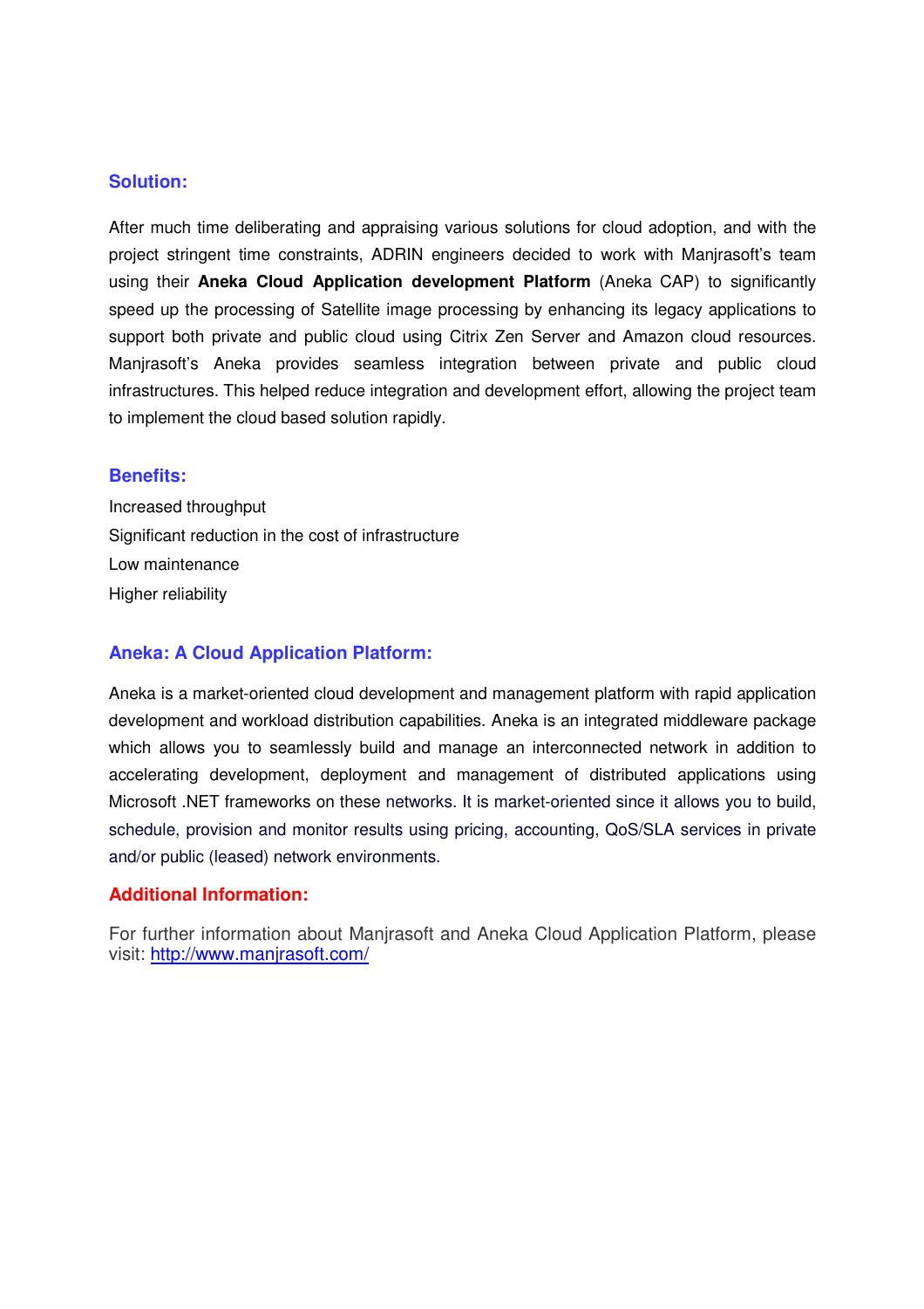## Solution:

After much time deliberating and appraising various solutions for cloud adoption, and with the project stringent time constraints, ADRIN engineers decided to work with Manjrasoft's team using their **Aneka Cloud Application development Platform** (Aneka CAP) to significantly speed up the processing of Satellite image processing by enhancing its legacy applications to support both private and public cloud using Citrix Zen Server and Amazon cloud resources. Manjrasoft's Aneka provides seamless integration between private and public cloud infrastructures. This helped reduce integration and development effort, allowing the project team to implement the cloud based solution rapidly.

## Benefits:

Increased throughput

Significant reduction in the cost of infrastructure

Low maintenance

Higher reliability

## Aneka: A Cloud Application Platform:

Aneka is a market-oriented cloud development and management platform with rapid application development and workload distribution capabilities. Aneka is an integrated middleware package which allows you to seamlessly build and manage an interconnected network in addition to accelerating development, deployment and management of distributed applications using Microsoft .NET frameworks on these networks. It is market-oriented since it allows you to build, schedule, provision and monitor results using pricing, accounting, QoS/SLA services in private and/or public (leased) network environments.

## Additional Information:

For further information about Manjrasoft and Aneka Cloud Application Platform, please visit: http://www.manjrasoft.com/